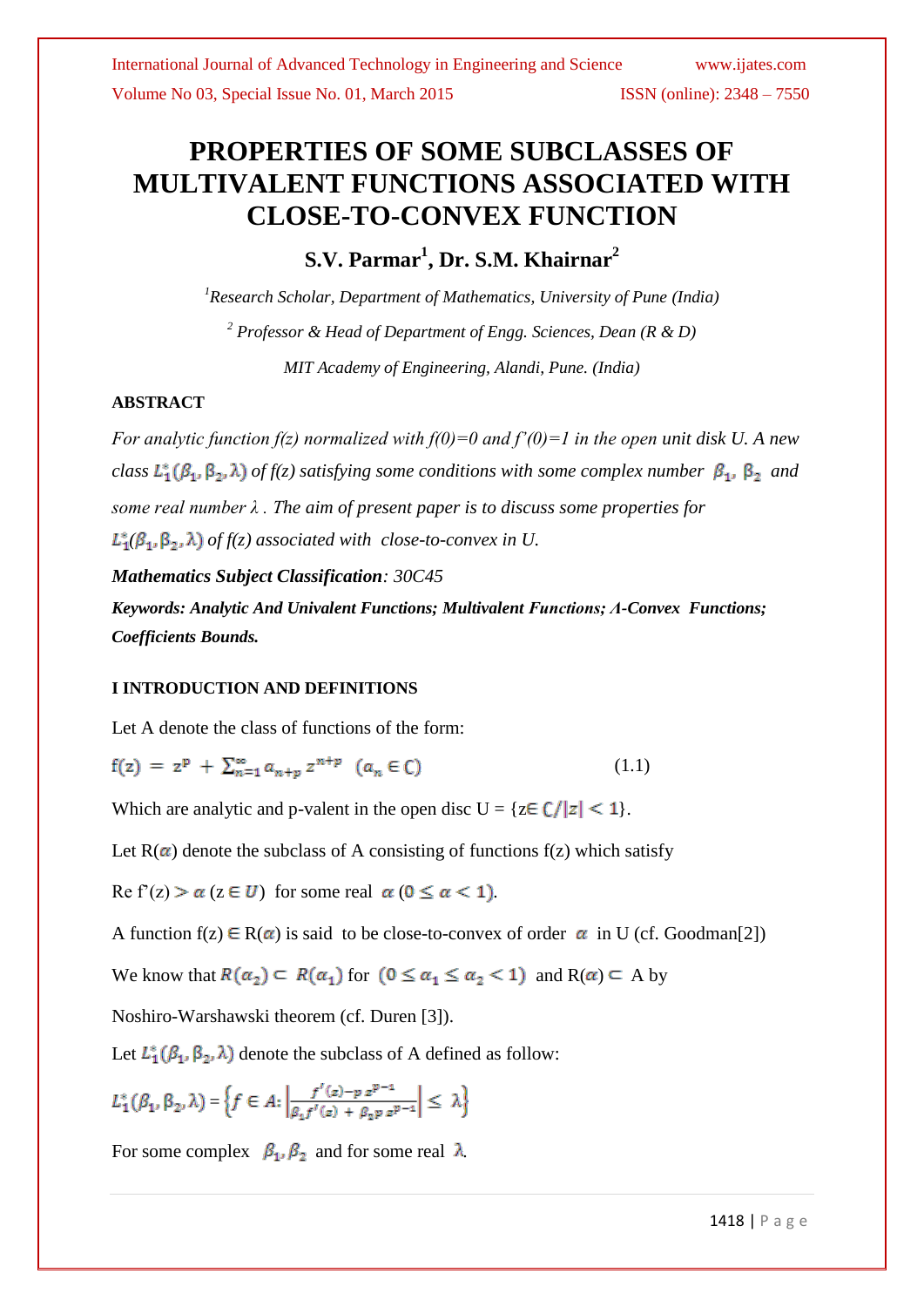# PROPERTIES OF SOME SUBCLASSES OF MULTIVALENT FUNCTIONS ASSOCIATED WITH CLOSE-TO-CONVEX FUNCTION

## S.V. Parmar[1], Dr. S.M. Khairnar[2]

*[1]Research Scholar, Department of Mathematics, University of Pune (India)*

*[2] Professor & Head of Department of Engg. Sciences, Dean (R & D)*

*MIT Academy of Engineering, Alandi, Pune. (India)*

### ABSTRACT

*For analytic function f(z) normalized with f(0)=0 and f'(0)=1 in the open unit disk U. A new class $L_1^*(\beta_1, \beta_2, \lambda)$ of f(z) satisfying some conditions with some complex number $\beta_1, \beta_2$ and some real number $\lambda$. The aim of present paper is to discuss some properties for $L_1^*(\beta_1, \beta_2, \lambda)$ of f(z) associated with close-to-convex in U.*

***Mathematics Subject Classification**: 30C45*

***Keywords: Analytic And Univalent Functions; Multivalent Functions; Λ-Convex Functions; Coefficients Bounds.***

### I INTRODUCTION AND DEFINITIONS

Let A denote the class of functions of the form:

$$f(z) = z^p + \sum_{n=1}^{\infty} a_{n+p} z^{n+p} \quad (a_n \in C) \tag{1.1}$$

Which are analytic and p-valent in the open disc U = {$z \in C / |z| < 1$}.

Let R($\alpha$) denote the subclass of A consisting of functions f(z) which satisfy

Re f'(z) $> \alpha$ ($z \in U$) for some real $\alpha$ $(0 \leq \alpha < 1)$.

A function f(z) $\in$ R($\alpha$) is said to be close-to-convex of order $\alpha$ in U (cf. Goodman[2])

We know that $R(\alpha_2) \subset R(\alpha_1)$ for $(0 \leq \alpha_1 \leq \alpha_2 < 1)$ and R($\alpha$) $\subset$ A by

Noshiro-Warshawski theorem (cf. Duren [3]).

Let $L_1^*(\beta_1, \beta_2, \lambda)$ denote the subclass of A defined as follow:

$$L_1^*(\beta_1, \beta_2, \lambda) = \left\{ f \in A: \left| \frac{f'(z) - p z^{p-1}}{\beta_1 f'(z) + \beta_2 p z^{p-1}} \right| \leq \lambda \right\}$$

For some complex $\beta_1, \beta_2$ and for some real $\lambda$.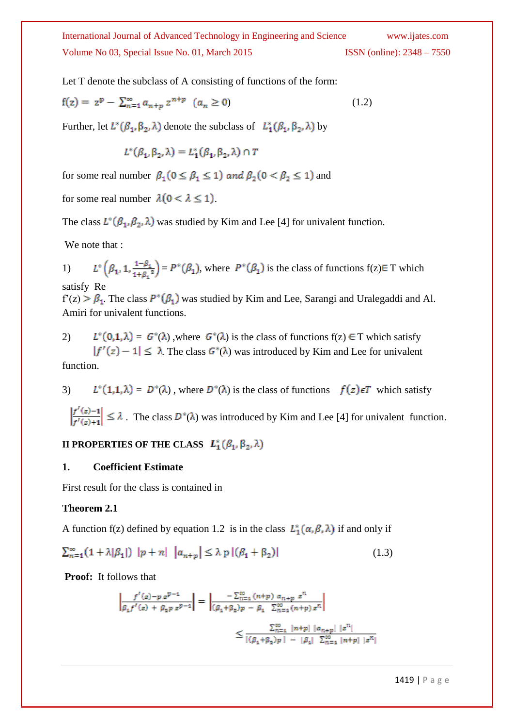Let T denote the subclass of A consisting of functions of the form:

$$f(z) = z^p - \sum_{n=1}^{\infty} a_{n+p} z^{n+p} \quad (a_n \geq 0) \tag{1.2}$$

Further, let $L^*(\beta_1, \beta_2, \lambda)$ denote the subclass of $L_1^*(\beta_1, \beta_2, \lambda)$ by

$$L^*(\beta_1, \beta_2, \lambda) = L_1^*(\beta_1, \beta_2, \lambda) \cap T$$

for some real number $\beta_1 (0 \leq \beta_1 \leq 1)$ *and* $\beta_2 (0 < \beta_2 \leq 1)$ and

for some real number $\lambda (0 < \lambda \leq 1)$.

The class $L^*(\beta_1, \beta_2, \lambda)$ was studied by Kim and Lee [4] for univalent function.

We note that :

1) $L^*\left(\beta_1, 1, \frac{1-\beta_1}{1+\beta_1{}^2}\right) = P^*(\beta_1)$, where $P^*(\beta_1)$ is the class of functions f(z)∈ T which satisfy Re f'(z) > $\beta_1$. The class $P^*(\beta_1)$ was studied by Kim and Lee, Sarangi and Uralegaddi and Al. Amiri for univalent functions.

2) $L^*(0,1,\lambda) = G^*(\lambda)$ ,where $G^*(\lambda)$ is the class of functions f(z) ∈ T which satisfy $|f'(z) - 1| \leq \lambda$. The class $G^*(\lambda)$ was introduced by Kim and Lee for univalent function.

3) $L^*(1,1,\lambda) = D^*(\lambda)$ , where $D^*(\lambda)$ is the class of functions $f(z) \epsilon T$ which satisfy $\left|\frac{f'(z)-1}{f'(z)+1}\right| \leq \lambda$ . The class $D^*(\lambda)$ was introduced by Kim and Lee [4] for univalent function.

## II PROPERTIES OF THE CLASS $L_1^*(\beta_1, \beta_2, \lambda)$

### 1. Coefficient Estimate

First result for the class is contained in

**Theorem 2.1**

A function f(z) defined by equation 1.2 is in the class $L_1^*(\alpha, \beta, \lambda)$ if and only if

$$\sum_{n=1}^{\infty} (1 + \lambda|\beta_1|) \ |p+n| \ |a_{n+p}| \leq \lambda \, p \, |(\beta_1 + \beta_2)| \tag{1.3}$$

**Proof:** It follows that

$$\left|\frac{f'(z) - p\, z^{p-1}}{\beta_1 f'(z) + \beta_2 p\, z^{p-1}}\right| = \left|\frac{-\sum_{n=1}^{\infty} (n+p)\, a_{n+p}\, z^n}{(\beta_1+\beta_2)p - \beta_1 \sum_{n=1}^{\infty} (n+p) z^n}\right|$$

$$\leq \frac{\sum_{n=1}^{\infty} |n+p|\, |a_{n+p}|\, |z^n|}{|(\beta_1+\beta_2)p| - |\beta_1| \sum_{n=1}^{\infty} |n+p|\, |z^n|}$$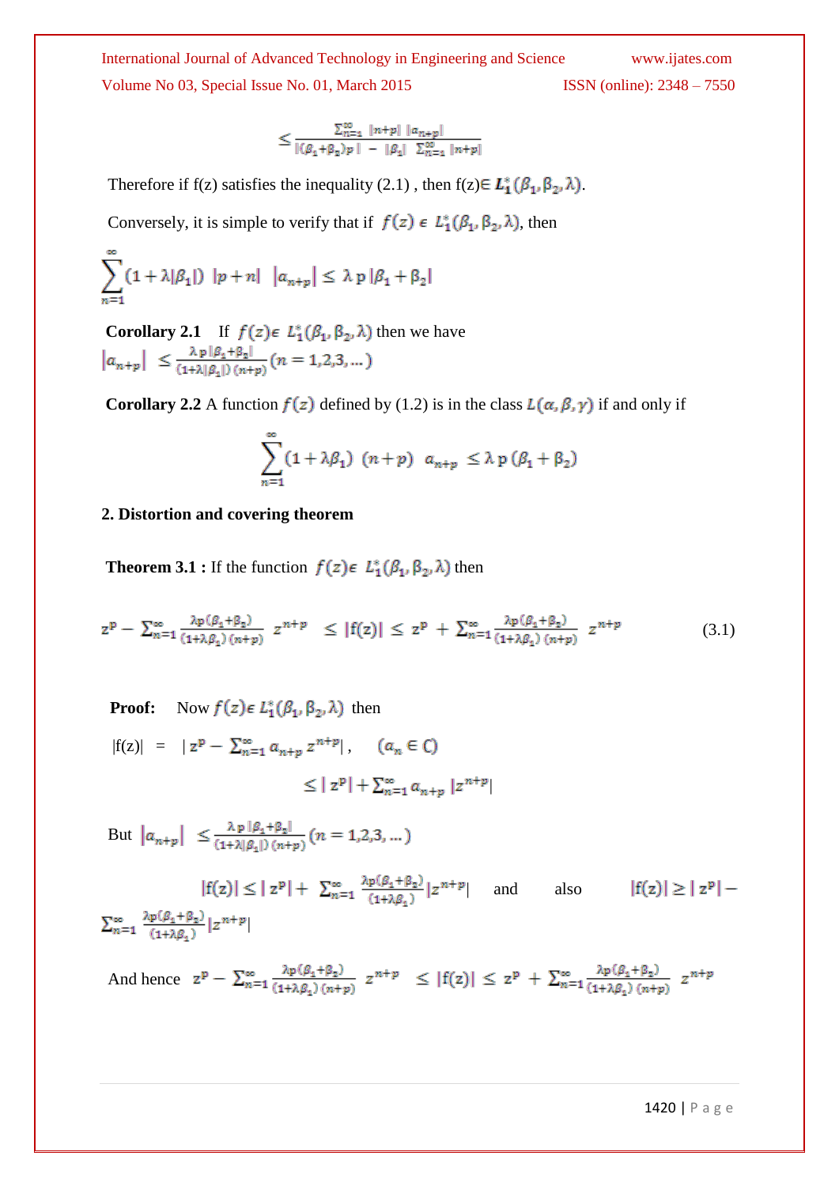$$\leq \frac{\sum_{n=1}^{\infty} |n+p| \; |a_{n+p}|}{|(\beta_1+\beta_2)p| \; - \; |\beta_2| \; \sum_{n=1}^{\infty} |n+p|}$$

Therefore if f(z) satisfies the inequality (2.1) , then f(z)$\in L_1^*(\beta_1, \beta_2, \lambda)$.

Conversely, it is simple to verify that if $f(z) \in L_1^*(\beta_1, \beta_2, \lambda)$, then

$$\sum_{n=1}^{\infty} (1+\lambda|\beta_1|) \; |p+n| \; \; |a_{n+p}| \leq \lambda \, p \, |\beta_1 + \beta_2|$$

**Corollary 2.1** If $f(z) \in L_1^*(\beta_1, \beta_2, \lambda)$ then we have

$|a_{n+p}| \; \leq \frac{\lambda \, p \, |\beta_1+\beta_2|}{(1+\lambda|\beta_1|)\,(n+p)} \, (n = 1,2,3, \dots)$

**Corollary 2.2** A function $f(z)$ defined by (1.2) is in the class $L(\alpha, \beta, \gamma)$ if and only if

$$\sum_{n=1}^{\infty} (1+\lambda\beta_1) \; (n+p) \; \; a_{n+p} \; \leq \lambda \, p \, (\beta_1 + \beta_2)$$

## 2. Distortion and covering theorem

**Theorem 3.1 :** If the function $f(z) \in L_1^*(\beta_1, \beta_2, \lambda)$ then

$$z^p - \sum_{n=1}^{\infty} \frac{\lambda p(\beta_1+\beta_2)}{(1+\lambda\beta_1)(n+p)} \; z^{n+p} \;\; \leq |f(z)| \leq \; z^p \; + \sum_{n=1}^{\infty} \frac{\lambda p(\beta_1+\beta_2)}{(1+\lambda\beta_1)\,(n+p)} \; z^{n+p} \tag{3.1}$$

**Proof:** Now $f(z) \in L_1^*(\beta_1, \beta_2, \lambda)$ then

$$|f(z)| \; = \; | \, z^p - \sum_{n=1}^{\infty} a_{n+p} \, z^{n+p} |, \quad (a_n \in \mathbb{C})$$

$$\leq | \, z^p | + \sum_{n=1}^{\infty} a_{n+p} \, |z^{n+p}|$$

But $|a_{n+p}| \; \leq \frac{\lambda \, p \, |\beta_1+\beta_2|}{(1+\lambda|\beta_1|)\,(n+p)} \, (n = 1,2,3, \dots)$

$|f(z)| \leq | \, z^p | + \; \sum_{n=1}^{\infty} \frac{\lambda p(\beta_1+\beta_2)}{(1+\lambda\beta_1)} |z^{n+p}|$ and also $|f(z)| \geq | \, z^p | - \sum_{n=1}^{\infty} \frac{\lambda p(\beta_1+\beta_2)}{(1+\lambda\beta_1)} |z^{n+p}|$

And hence $z^p - \sum_{n=1}^{\infty} \frac{\lambda p(\beta_1+\beta_2)}{(1+\lambda\beta_1)(n+p)} \; z^{n+p} \;\; \leq |f(z)| \leq \; z^p \; + \sum_{n=1}^{\infty} \frac{\lambda p(\beta_1+\beta_2)}{(1+\lambda\beta_1)\,(n+p)} \; z^{n+p}$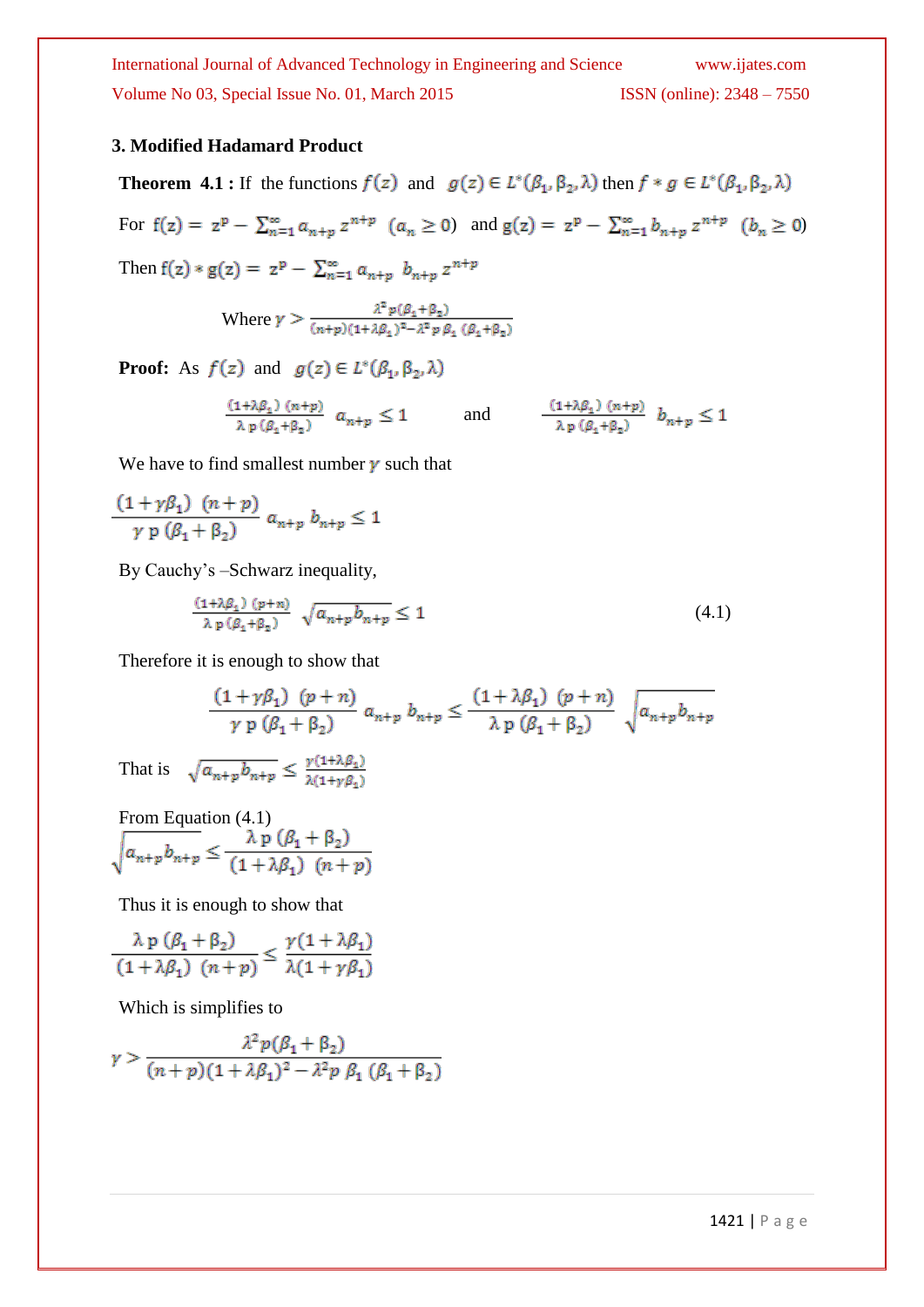### 3. Modified Hadamard Product

**Theorem 4.1 :** If the functions $f(z)$ and $g(z) \in L^*(\beta_1, \beta_2, \lambda)$ then $f * g \in L^*(\beta_1, \beta_2, \lambda)$

For $f(z) = z^p - \sum_{n=1}^{\infty} a_{n+p}\, z^{n+p} \ (a_n \geq 0)$ and $g(z) = z^p - \sum_{n=1}^{\infty} b_{n+p}\, z^{n+p} \ (b_n \geq 0)$

Then $f(z) * g(z) = z^p - \sum_{n=1}^{\infty} a_{n+p}\ b_{n+p}\, z^{n+p}$

$$\text{Where } \gamma > \frac{\lambda^2 p(\beta_1+\beta_2)}{(n+p)(1+\lambda\beta_1)^2 - \lambda^2 p\, \beta_1\, (\beta_1+\beta_2)}$$

**Proof:** As $f(z)$ and $g(z) \in L^*(\beta_1, \beta_2, \lambda)$

$$\frac{(1+\lambda\beta_1)\ (n+p)}{\lambda\, p\, (\beta_1+\beta_2)}\ a_{n+p} \leq 1 \qquad \text{and} \qquad \frac{(1+\lambda\beta_1)\ (n+p)}{\lambda\, p\, (\beta_1+\beta_2)}\ b_{n+p} \leq 1$$

We have to find smallest number $\gamma$ such that

$$\frac{(1+\gamma\beta_1)\ (n+p)}{\gamma\, p\, (\beta_1+\beta_2)}\ a_{n+p}\ b_{n+p} \leq 1$$

By Cauchy's –Schwarz inequality,

$$\frac{(1+\lambda\beta_1)\ (p+n)}{\lambda\, p\, (\beta_1+\beta_2)}\ \sqrt{a_{n+p} b_{n+p}} \leq 1 \tag{4.1}$$

Therefore it is enough to show that

$$\frac{(1+\gamma\beta_1)\ (p+n)}{\gamma\, p\, (\beta_1+\beta_2)}\ a_{n+p}\ b_{n+p} \leq \frac{(1+\lambda\beta_1)\ (p+n)}{\lambda\, p\, (\beta_1+\beta_2)}\ \sqrt{a_{n+p} b_{n+p}}$$

That is $\sqrt{a_{n+p} b_{n+p}} \leq \frac{\gamma(1+\lambda\beta_1)}{\lambda(1+\gamma\beta_1)}$

From Equation (4.1)

$$\sqrt{a_{n+p} b_{n+p}} \leq \frac{\lambda\, p\, (\beta_1+\beta_2)}{(1+\lambda\beta_1)\ (n+p)}$$

Thus it is enough to show that

$$\frac{\lambda\, p\, (\beta_1+\beta_2)}{(1+\lambda\beta_1)\ (n+p)} \leq \frac{\gamma(1+\lambda\beta_1)}{\lambda(1+\gamma\beta_1)}$$

Which is simplifies to

$$\gamma > \frac{\lambda^2 p(\beta_1+\beta_2)}{(n+p)(1+\lambda\beta_1)^2 - \lambda^2 p\, \beta_1\, (\beta_1+\beta_2)}$$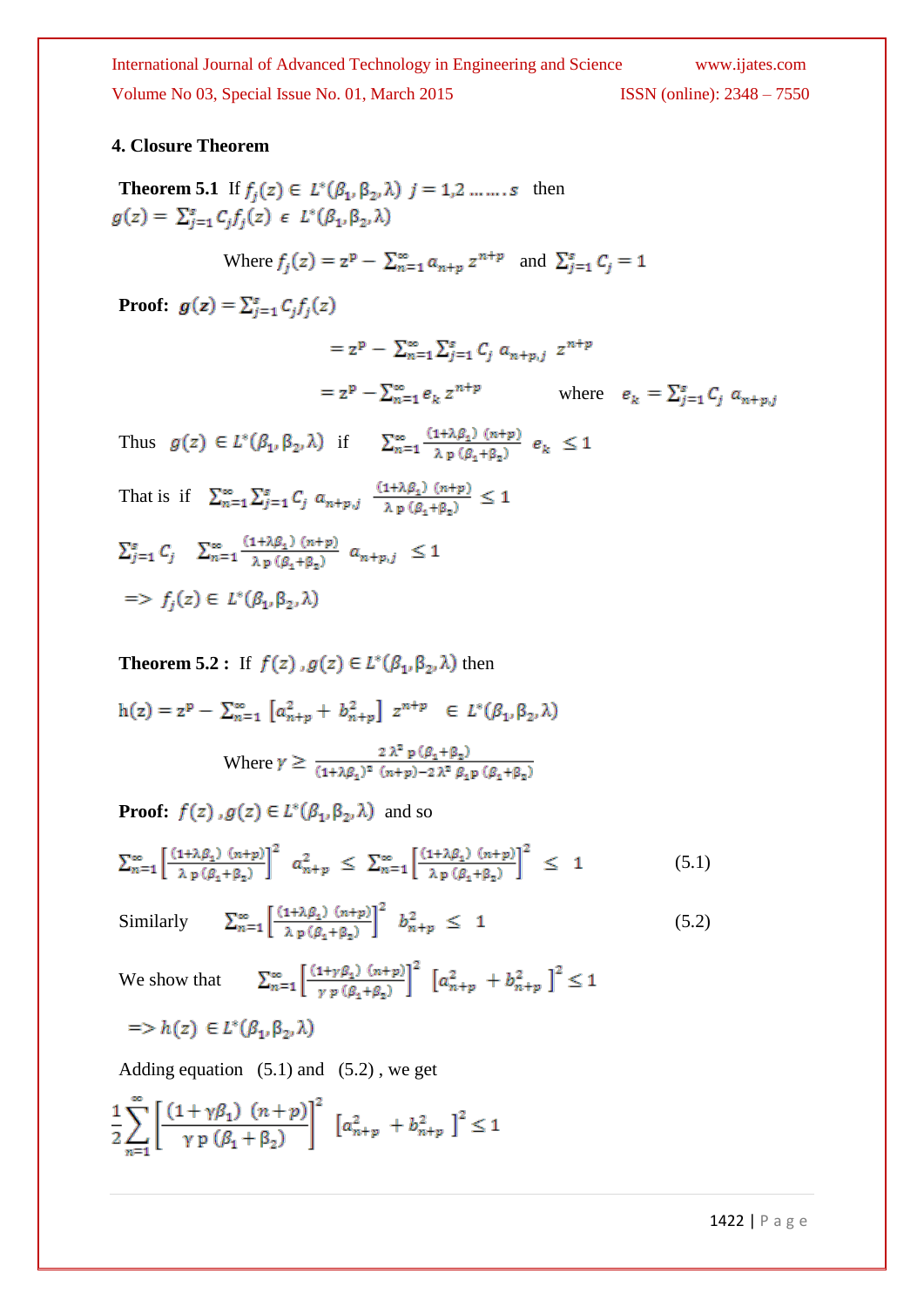## 4. Closure Theorem

**Theorem 5.1** If $f_j(z) \in L^*(\beta_1, \beta_2, \lambda)$ $j = 1,2 \ldots\ldots s$ then $g(z) = \sum_{j=1}^{s} C_j f_j(z) \in L^*(\beta_1, \beta_2, \lambda)$

Where $f_j(z) = z^p - \sum_{n=1}^{\infty} a_{n+p}\, z^{n+p}$ and $\sum_{j=1}^{s} C_j = 1$

**Proof:** $g(z) = \sum_{j=1}^{s} C_j f_j(z)$

$$= z^p - \sum_{n=1}^{\infty} \sum_{j=1}^{s} C_j\, a_{n+p,j}\; z^{n+p}$$

$$= z^p - \sum_{n=1}^{\infty} e_k\, z^{n+p} \qquad \text{where} \quad e_k = \sum_{j=1}^{s} C_j\, a_{n+p,j}$$

Thus $g(z) \in L^*(\beta_1, \beta_2, \lambda)$ if $\sum_{n=1}^{\infty} \frac{(1+\lambda\beta_1)\,(n+p)}{\lambda\, p\,(\beta_1+\beta_2)}\, e_k \le 1$

That is if $\sum_{n=1}^{\infty} \sum_{j=1}^{s} C_j\, a_{n+p,j}\, \frac{(1+\lambda\beta_1)\,(n+p)}{\lambda\, p\,(\beta_1+\beta_2)} \le 1$

$$\sum_{j=1}^{s} C_j \sum_{n=1}^{\infty} \frac{(1+\lambda\beta_1)\,(n+p)}{\lambda\, p\,(\beta_1+\beta_2)}\, a_{n+p,j} \le 1$$

$\Rightarrow f_j(z) \in L^*(\beta_1, \beta_2, \lambda)$

**Theorem 5.2 :** If $f(z), g(z) \in L^*(\beta_1, \beta_2, \lambda)$ then

$$\mathrm{h}(z) = z^p - \sum_{n=1}^{\infty} \left[a_{n+p}^2 + b_{n+p}^2\right] z^{n+p} \in L^*(\beta_1, \beta_2, \lambda)$$

Where $\gamma \ge \frac{2\lambda^2\, p\,(\beta_1+\beta_2)}{(1+\lambda\beta_2)^2\,(n+p) - 2\lambda^2\,\beta_2\, p\,(\beta_1+\beta_2)}$

**Proof:** $f(z), g(z) \in L^*(\beta_1, \beta_2, \lambda)$ and so

$$\sum_{n=1}^{\infty} \left[\frac{(1+\lambda\beta_1)\,(n+p)}{\lambda\, p\,(\beta_1+\beta_2)}\right]^2 a_{n+p}^2 \le \sum_{n=1}^{\infty} \left[\frac{(1+\lambda\beta_1)\,(n+p)}{\lambda\, p\,(\beta_1+\beta_2)}\right]^2 \le 1 \qquad (5.1)$$

Similarly
$$\sum_{n=1}^{\infty} \left[\frac{(1+\lambda\beta_1)\,(n+p)}{\lambda\, p\,(\beta_1+\beta_2)}\right]^2 b_{n+p}^2 \le 1 \qquad (5.2)$$

We show that $\sum_{n=1}^{\infty} \left[\frac{(1+\gamma\beta_1)\,(n+p)}{\gamma\, p\,(\beta_1+\beta_2)}\right]^2 \left[a_{n+p}^2 + b_{n+p}^2\right]^2 \le 1$

$\Rightarrow h(z) \in L^*(\beta_1, \beta_2, \lambda)$

Adding equation (5.1) and (5.2) , we get

$$\frac{1}{2}\sum_{n=1}^{\infty} \left[\frac{(1+\gamma\beta_1)\;(n+p)}{\gamma\, p\,(\beta_1+\beta_2)}\right]^2 \left[a_{n+p}^2 + b_{n+p}^2\right]^2 \le 1$$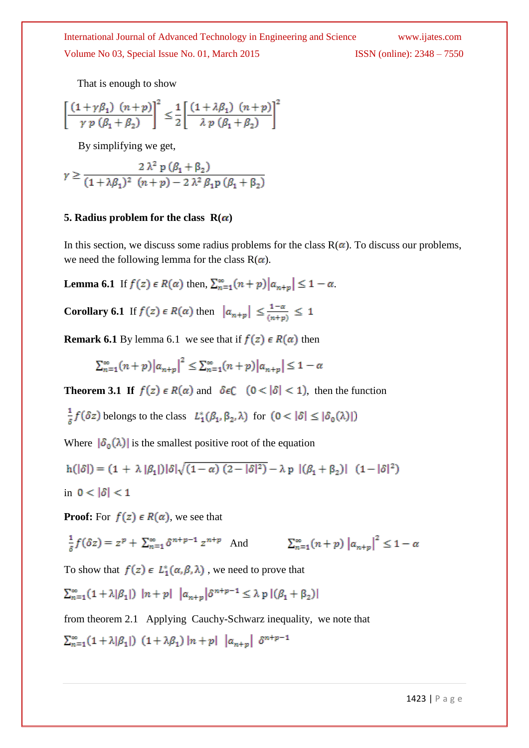That is enough to show

$$\left[\frac{(1+\gamma\beta_1)\ (n+p)}{\gamma\, p\, (\beta_1+\beta_2)}\right]^2 \leq \frac{1}{2}\left[\frac{(1+\lambda\beta_1)\ (n+p)}{\lambda\, p\, (\beta_1+\beta_2)}\right]^2$$

By simplifying we get,

$$\gamma \geq \frac{2\,\lambda^2\, p\, (\beta_1+\beta_2)}{(1+\lambda\beta_1)^2\ \ (n+p) - 2\,\lambda^2\,\beta_1 p\, (\beta_1+\beta_2)}$$

## 5. Radius problem for the class $R(\alpha)$

In this section, we discuss some radius problems for the class $R(\alpha)$. To discuss our problems, we need the following lemma for the class $R(\alpha)$.

**Lemma 6.1** If $f(z)\ \epsilon\ R(\alpha)$ then, $\sum_{n=1}^{\infty}(n+p)\left|a_{n+p}\right| \leq 1-\alpha$.

**Corollary 6.1** If $f(z)\ \epsilon\ R(\alpha)$ then $\left|a_{n+p}\right| \leq \frac{1-\alpha}{(n+p)} \leq 1$

**Remark 6.1** By lemma 6.1 we see that if $f(z)\ \epsilon\ R(\alpha)$ then

$$\sum_{n=1}^{\infty}(n+p)\left|a_{n+p}\right|^2 \leq \sum_{n=1}^{\infty}(n+p)\left|a_{n+p}\right| \leq 1-\alpha$$

**Theorem 3.1 If** $f(z)\ \epsilon\ R(\alpha)$ and $\delta \epsilon \mathbb{C}$ $\ (0<|\delta|<1)$, then the function

$\frac{1}{\delta} f(\delta z)$ belongs to the class $L_1^{*}(\beta_1, \beta_2, \lambda)$ for $(0<|\delta| \leq |\delta_0(\lambda)|)$

Where $|\delta_0(\lambda)|$ is the smallest positive root of the equation

$$h(|\delta|) = (1+\lambda\,|\beta_1|)|\delta|\sqrt{(1-\alpha)\ (2-|\delta|^2)} - \lambda\, p\ \ |(\beta_1+\beta_2)|\ \ (1-|\delta|^2)$$

in $0<|\delta|<1$

**Proof:** For $f(z)\ \epsilon\ R(\alpha)$, we see that

$\frac{1}{\delta} f(\delta z) = z^p + \sum_{n=1}^{\infty} \delta^{n+p-1}\, z^{n+p}$ And $\qquad \sum_{n=1}^{\infty}(n+p)\ \left|a_{n+p}\right|^2 \leq 1-\alpha$

To show that $f(z)\ \epsilon\ L_1^{*}(\alpha, \beta, \lambda)$ , we need to prove that

$$\sum_{n=1}^{\infty}(1+\lambda|\beta_1|)\ \ |n+p|\ \ \left|a_{n+p}\right|\delta^{n+p-1} \leq \lambda\, p\, |(\beta_1+\beta_2)|$$

from theorem 2.1 Applying Cauchy-Schwarz inequality, we note that

$$\sum_{n=1}^{\infty}(1+\lambda|\beta_1|)\ \ (1+\lambda\beta_1)\,|n+p|\ \ \left|a_{n+p}\right|\ \ \delta^{n+p-1}$$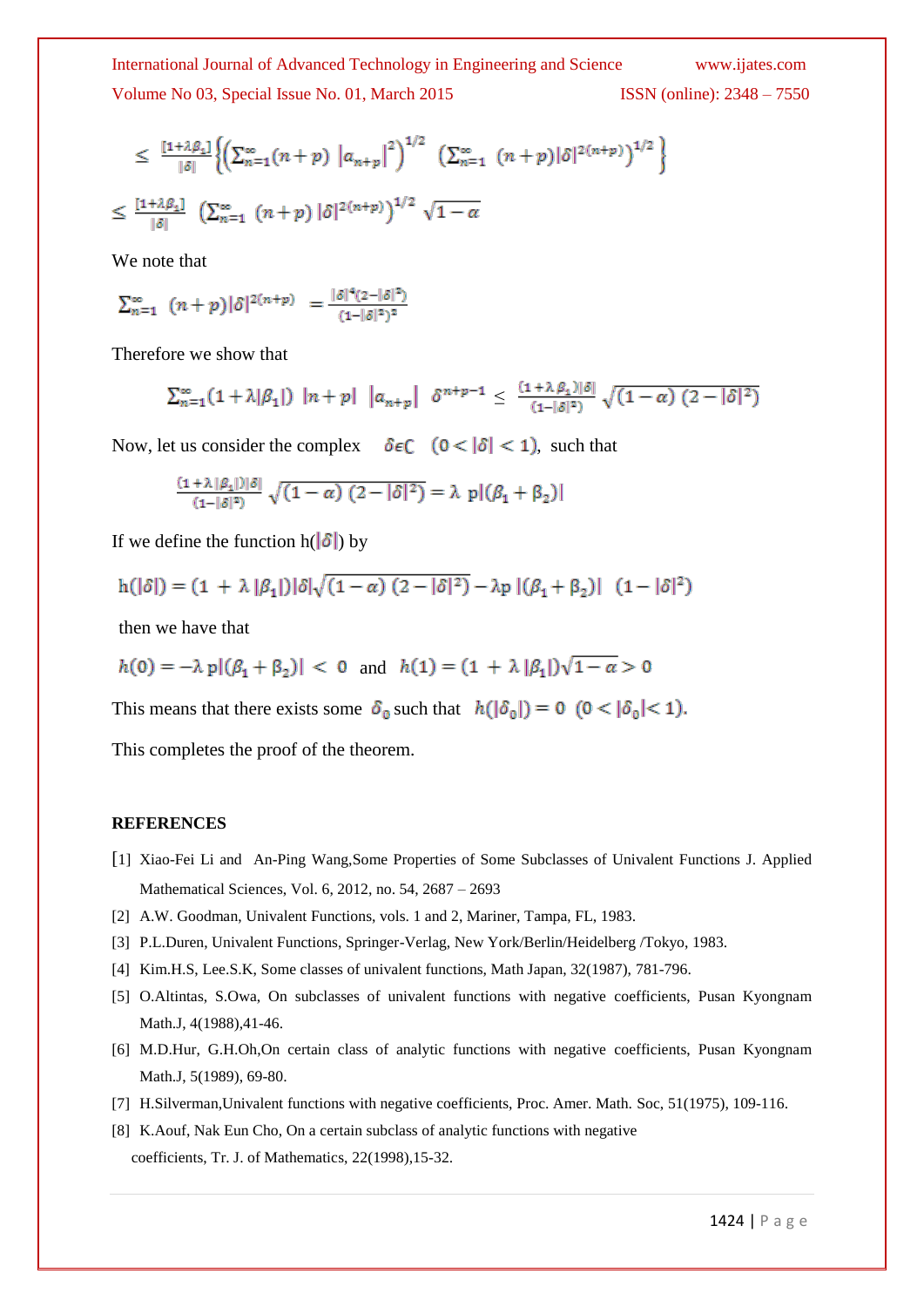$$\leq \frac{[1+\lambda\beta_1]}{|\delta|}\left\{\left(\sum_{n=1}^{\infty}(n+p)\ |a_{n+p}|^2\right)^{1/2}\ \left(\sum_{n=1}^{\infty}\ (n+p)|\delta|^{2(n+p)}\right)^{1/2}\right\}$$

$$\leq \frac{[1+\lambda\beta_1]}{|\delta|}\ \left(\sum_{n=1}^{\infty}\ (n+p)\ |\delta|^{2(n+p)}\right)^{1/2}\sqrt{1-\alpha}$$

We note that

$$\sum_{n=1}^{\infty}\ (n+p)|\delta|^{2(n+p)}\ = \frac{|\delta|^4(2-|\delta|^2)}{(1-|\delta|^2)^2}$$

Therefore we show that

$$\sum_{n=1}^{\infty}(1+\lambda|\beta_1|)\ |n+p|\ \ |a_{n+p}|\ \ \delta^{n+p-1} \leq \frac{(1+\lambda\,\beta_1)|\delta|}{(1-|\delta|^2)}\sqrt{(1-\alpha)\ (2-|\delta|^2)}$$

Now, let us consider the complex $\delta\epsilon C\ \ (0<|\delta|<1)$, such that

$$\frac{(1+\lambda\,|\beta_1|)|\delta|}{(1-|\delta|^2)}\sqrt{(1-\alpha)\ (2-|\delta|^2)} = \lambda\ \mathrm{p}|(\beta_1+\beta_2)|$$

If we define the function h($|\delta|$) by

$$\mathrm{h}(|\delta|) = (1\ +\ \lambda\,|\beta_1|)|\delta|\sqrt{(1-\alpha)\ (2-|\delta|^2)} - \lambda\mathrm{p}\ |(\beta_1+\beta_2)|\ \ (1-|\delta|^2)$$

then we have that

$h(0) = -\lambda\ \mathrm{p}|(\beta_1+\beta_2)|\ <\ 0$ and $h(1) = (1\ +\ \lambda\,|\beta_1|)\sqrt{1-\alpha} > 0$

This means that there exists some $\delta_0$ such that $h(|\delta_0|) = 0\ \ (0<|\delta_0|<1)$.

This completes the proof of the theorem.

## REFERENCES

[1] Xiao-Fei Li and An-Ping Wang,Some Properties of Some Subclasses of Univalent Functions J. Applied Mathematical Sciences, Vol. 6, 2012, no. 54, 2687 – 2693

[2] A.W. Goodman, Univalent Functions, vols. 1 and 2, Mariner, Tampa, FL, 1983.

[3] P.L.Duren, Univalent Functions, Springer-Verlag, New York/Berlin/Heidelberg /Tokyo, 1983.

[4] Kim.H.S, Lee.S.K, Some classes of univalent functions, Math Japan, 32(1987), 781-796.

[5] O.Altintas, S.Owa, On subclasses of univalent functions with negative coefficients, Pusan Kyongnam Math.J, 4(1988),41-46.

[6] M.D.Hur, G.H.Oh,On certain class of analytic functions with negative coefficients, Pusan Kyongnam Math.J, 5(1989), 69-80.

[7] H.Silverman,Univalent functions with negative coefficients, Proc. Amer. Math. Soc, 51(1975), 109-116.

[8] K.Aouf, Nak Eun Cho, On a certain subclass of analytic functions with negative coefficients, Tr. J. of Mathematics, 22(1998),15-32.